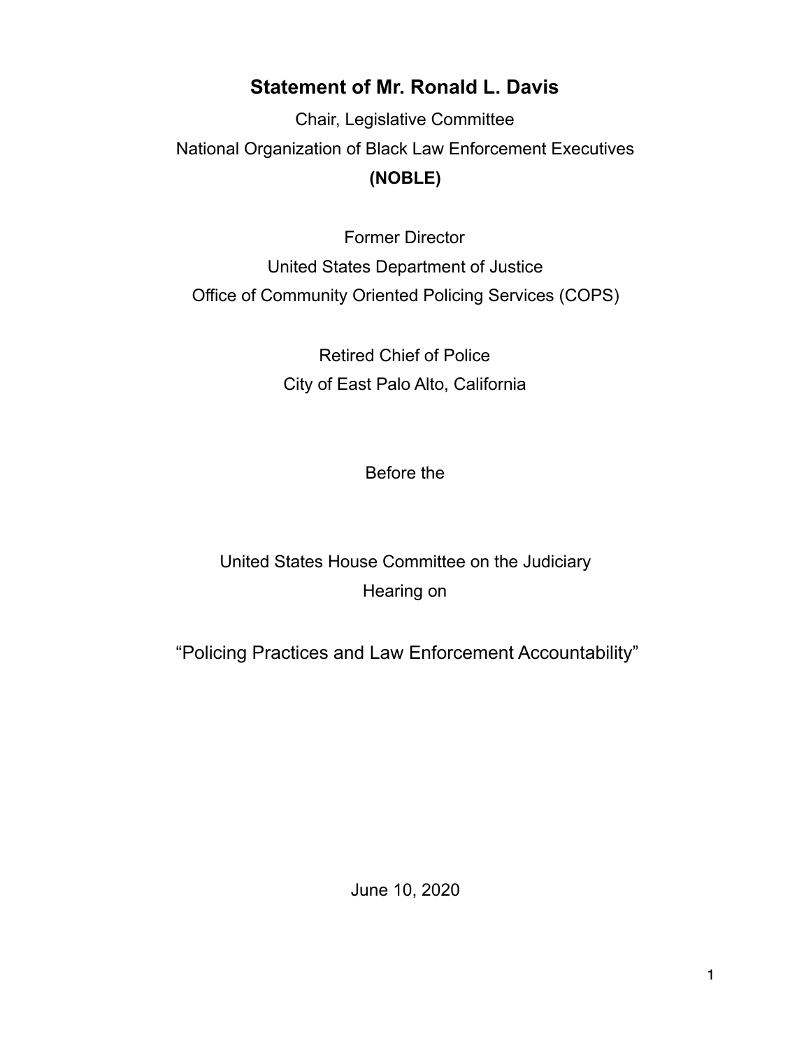# Statement of Mr. Ronald L. Davis

Chair, Legislative Committee

National Organization of Black Law Enforcement Executives

**(NOBLE)**

Former Director

United States Department of Justice

Office of Community Oriented Policing Services (COPS)

Retired Chief of Police

City of East Palo Alto, California

Before the

United States House Committee on the Judiciary

Hearing on

“Policing Practices and Law Enforcement Accountability”

June 10, 2020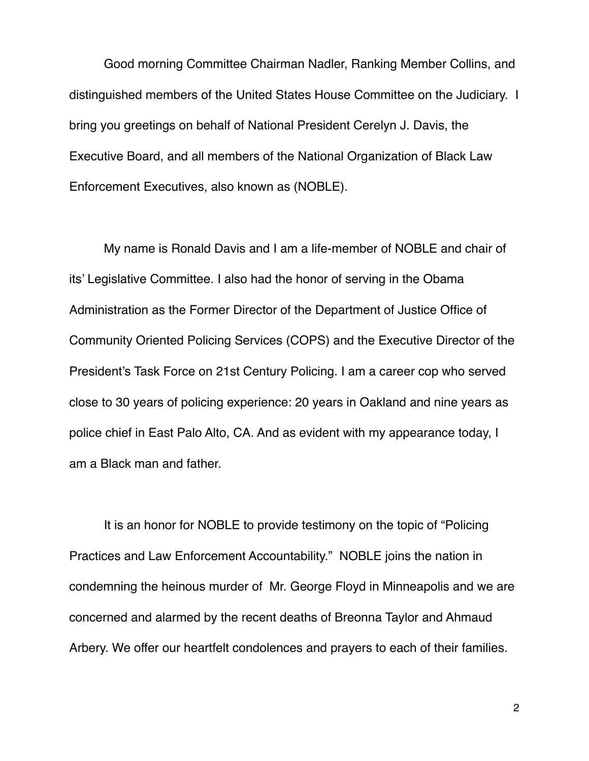Good morning Committee Chairman Nadler, Ranking Member Collins, and distinguished members of the United States House Committee on the Judiciary. I bring you greetings on behalf of National President Cerelyn J. Davis, the Executive Board, and all members of the National Organization of Black Law Enforcement Executives, also known as (NOBLE).

My name is Ronald Davis and I am a life-member of NOBLE and chair of its' Legislative Committee. I also had the honor of serving in the Obama Administration as the Former Director of the Department of Justice Office of Community Oriented Policing Services (COPS) and the Executive Director of the President's Task Force on 21st Century Policing. I am a career cop who served close to 30 years of policing experience: 20 years in Oakland and nine years as police chief in East Palo Alto, CA. And as evident with my appearance today, I am a Black man and father.

It is an honor for NOBLE to provide testimony on the topic of "Policing Practices and Law Enforcement Accountability." NOBLE joins the nation in condemning the heinous murder of Mr. George Floyd in Minneapolis and we are concerned and alarmed by the recent deaths of Breonna Taylor and Ahmaud Arbery. We offer our heartfelt condolences and prayers to each of their families.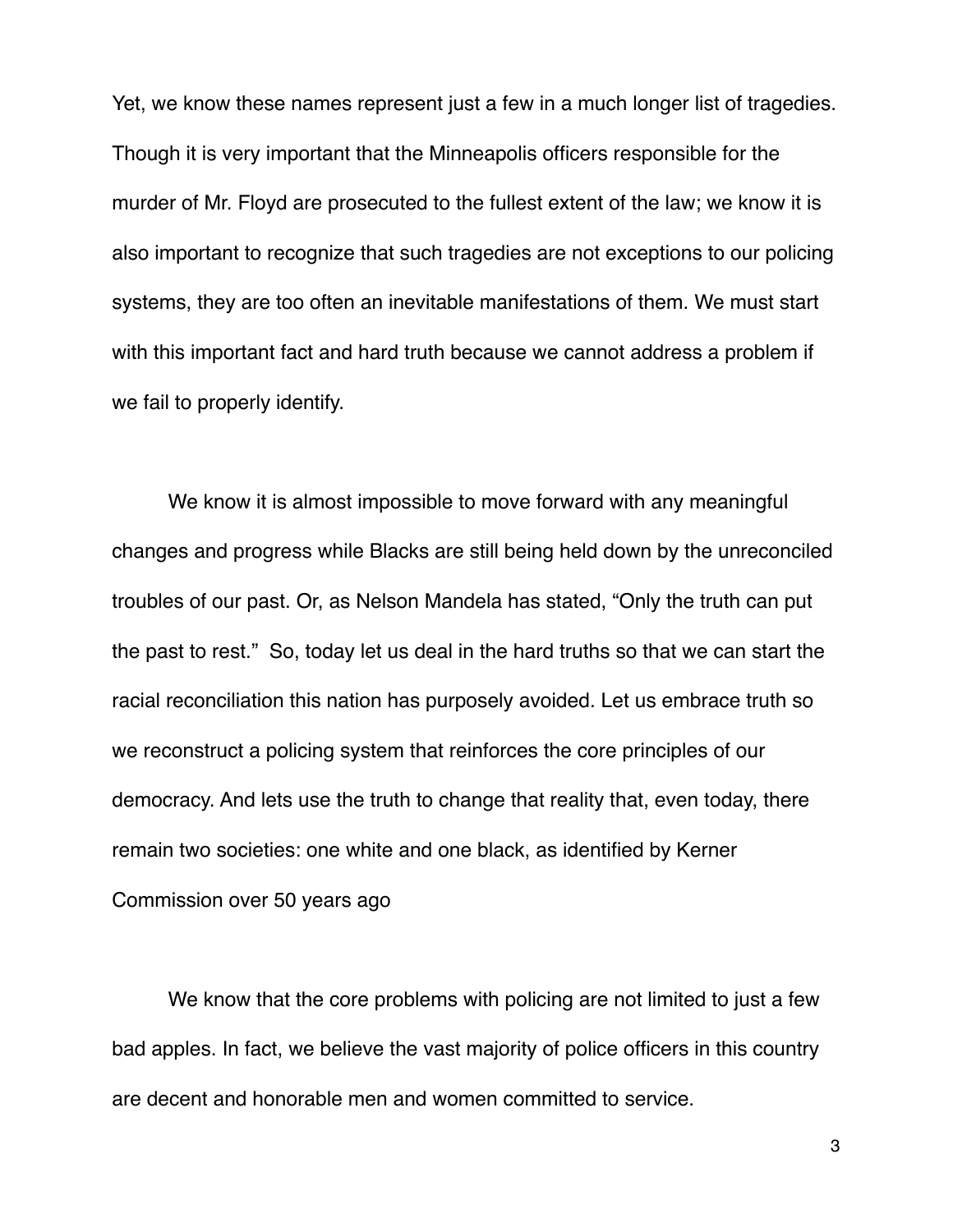Yet, we know these names represent just a few in a much longer list of tragedies. Though it is very important that the Minneapolis officers responsible for the murder of Mr. Floyd are prosecuted to the fullest extent of the law; we know it is also important to recognize that such tragedies are not exceptions to our policing systems, they are too often an inevitable manifestations of them. We must start with this important fact and hard truth because we cannot address a problem if we fail to properly identify.

We know it is almost impossible to move forward with any meaningful changes and progress while Blacks are still being held down by the unreconciled troubles of our past. Or, as Nelson Mandela has stated, "Only the truth can put the past to rest." So, today let us deal in the hard truths so that we can start the racial reconciliation this nation has purposely avoided. Let us embrace truth so we reconstruct a policing system that reinforces the core principles of our democracy. And lets use the truth to change that reality that, even today, there remain two societies: one white and one black, as identified by Kerner Commission over 50 years ago

We know that the core problems with policing are not limited to just a few bad apples. In fact, we believe the vast majority of police officers in this country are decent and honorable men and women committed to service.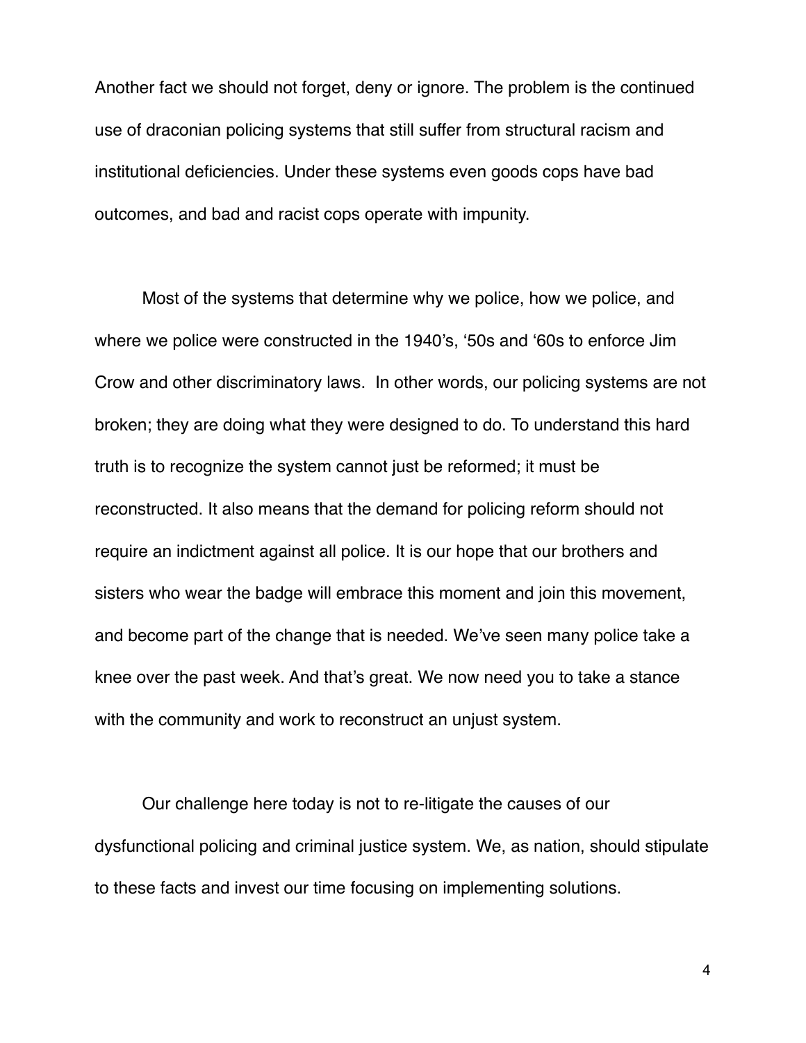Another fact we should not forget, deny or ignore. The problem is the continued use of draconian policing systems that still suffer from structural racism and institutional deficiencies. Under these systems even goods cops have bad outcomes, and bad and racist cops operate with impunity.

Most of the systems that determine why we police, how we police, and where we police were constructed in the 1940's, '50s and '60s to enforce Jim Crow and other discriminatory laws. In other words, our policing systems are not broken; they are doing what they were designed to do. To understand this hard truth is to recognize the system cannot just be reformed; it must be reconstructed. It also means that the demand for policing reform should not require an indictment against all police. It is our hope that our brothers and sisters who wear the badge will embrace this moment and join this movement, and become part of the change that is needed. We've seen many police take a knee over the past week. And that's great. We now need you to take a stance with the community and work to reconstruct an unjust system.

Our challenge here today is not to re-litigate the causes of our dysfunctional policing and criminal justice system. We, as nation, should stipulate to these facts and invest our time focusing on implementing solutions.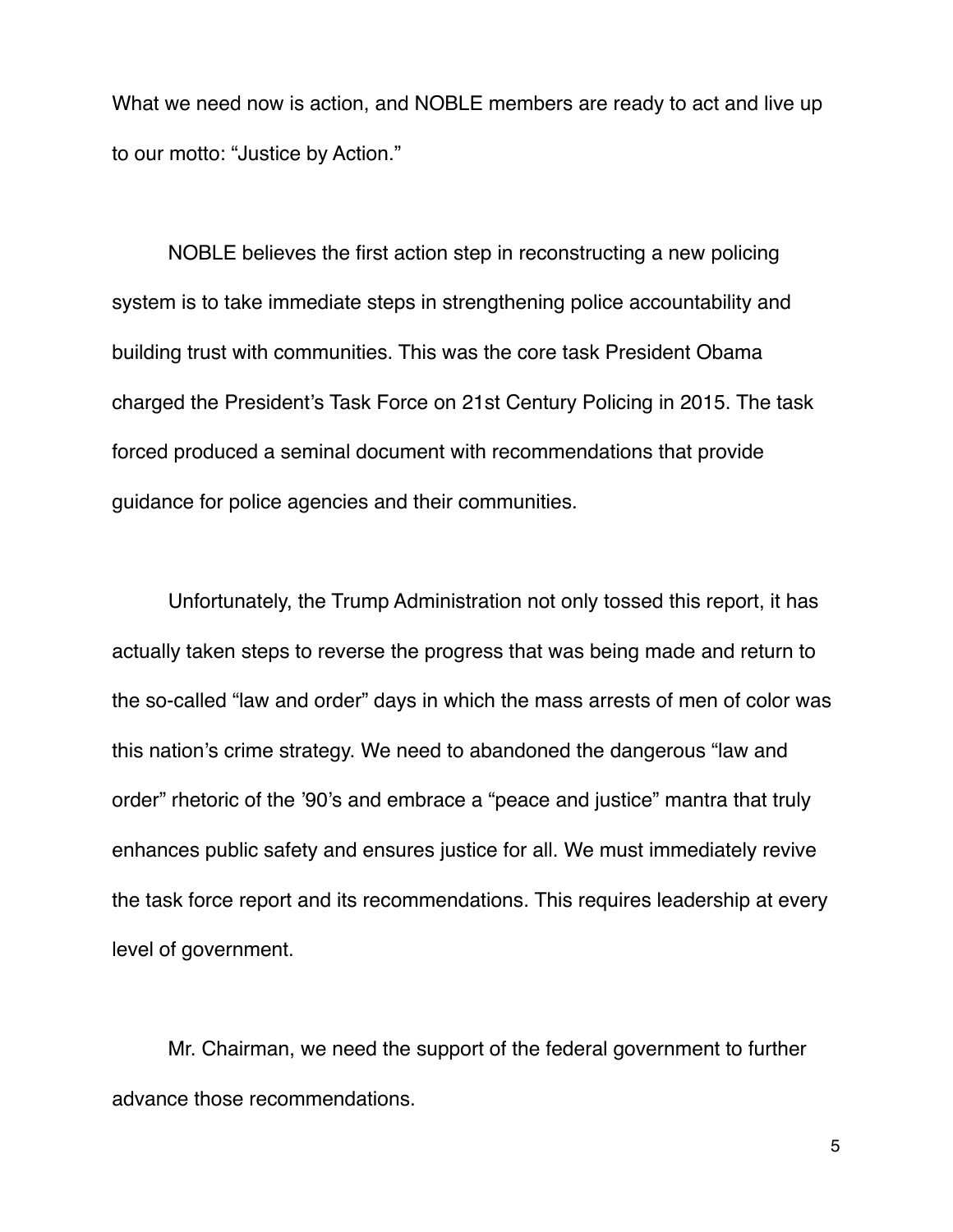What we need now is action, and NOBLE members are ready to act and live up to our motto: "Justice by Action."

NOBLE believes the first action step in reconstructing a new policing system is to take immediate steps in strengthening police accountability and building trust with communities. This was the core task President Obama charged the President's Task Force on 21st Century Policing in 2015. The task forced produced a seminal document with recommendations that provide guidance for police agencies and their communities.

Unfortunately, the Trump Administration not only tossed this report, it has actually taken steps to reverse the progress that was being made and return to the so-called "law and order" days in which the mass arrests of men of color was this nation's crime strategy. We need to abandoned the dangerous "law and order" rhetoric of the '90's and embrace a "peace and justice" mantra that truly enhances public safety and ensures justice for all. We must immediately revive the task force report and its recommendations. This requires leadership at every level of government.

Mr. Chairman, we need the support of the federal government to further advance those recommendations.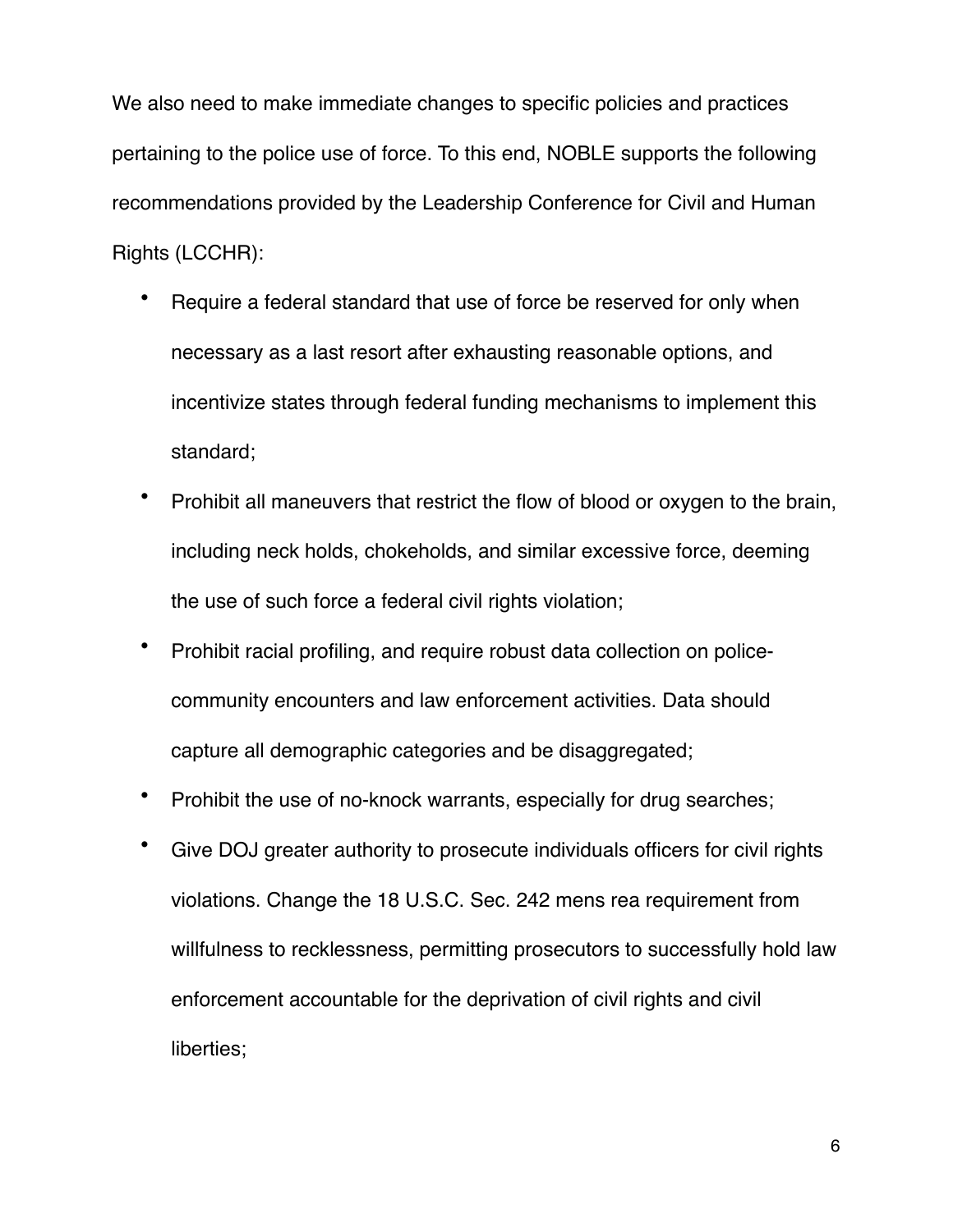We also need to make immediate changes to specific policies and practices pertaining to the police use of force. To this end, NOBLE supports the following recommendations provided by the Leadership Conference for Civil and Human Rights (LCCHR):

- Require a federal standard that use of force be reserved for only when necessary as a last resort after exhausting reasonable options, and incentivize states through federal funding mechanisms to implement this standard;
- Prohibit all maneuvers that restrict the flow of blood or oxygen to the brain, including neck holds, chokeholds, and similar excessive force, deeming the use of such force a federal civil rights violation;
- Prohibit racial profiling, and require robust data collection on police-community encounters and law enforcement activities. Data should capture all demographic categories and be disaggregated;
- Prohibit the use of no-knock warrants, especially for drug searches;
- Give DOJ greater authority to prosecute individuals officers for civil rights violations. Change the 18 U.S.C. Sec. 242 mens rea requirement from willfulness to recklessness, permitting prosecutors to successfully hold law enforcement accountable for the deprivation of civil rights and civil liberties;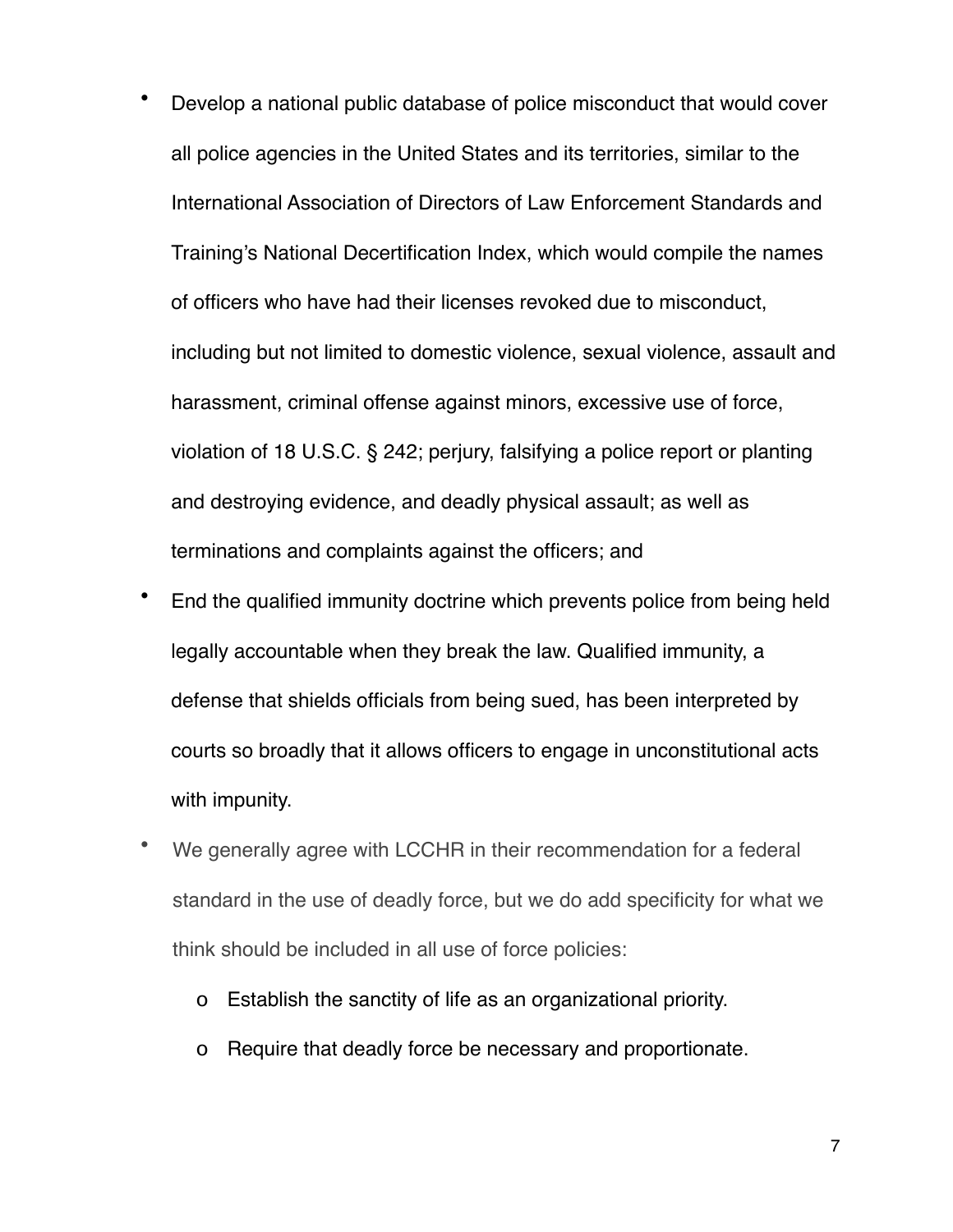- Develop a national public database of police misconduct that would cover all police agencies in the United States and its territories, similar to the International Association of Directors of Law Enforcement Standards and Training's National Decertification Index, which would compile the names of officers who have had their licenses revoked due to misconduct, including but not limited to domestic violence, sexual violence, assault and harassment, criminal offense against minors, excessive use of force, violation of 18 U.S.C. § 242; perjury, falsifying a police report or planting and destroying evidence, and deadly physical assault; as well as terminations and complaints against the officers; and
- End the qualified immunity doctrine which prevents police from being held legally accountable when they break the law. Qualified immunity, a defense that shields officials from being sued, has been interpreted by courts so broadly that it allows officers to engage in unconstitutional acts with impunity.
- We generally agree with LCCHR in their recommendation for a federal standard in the use of deadly force, but we do add specificity for what we think should be included in all use of force policies:
  - Establish the sanctity of life as an organizational priority.
  - Require that deadly force be necessary and proportionate.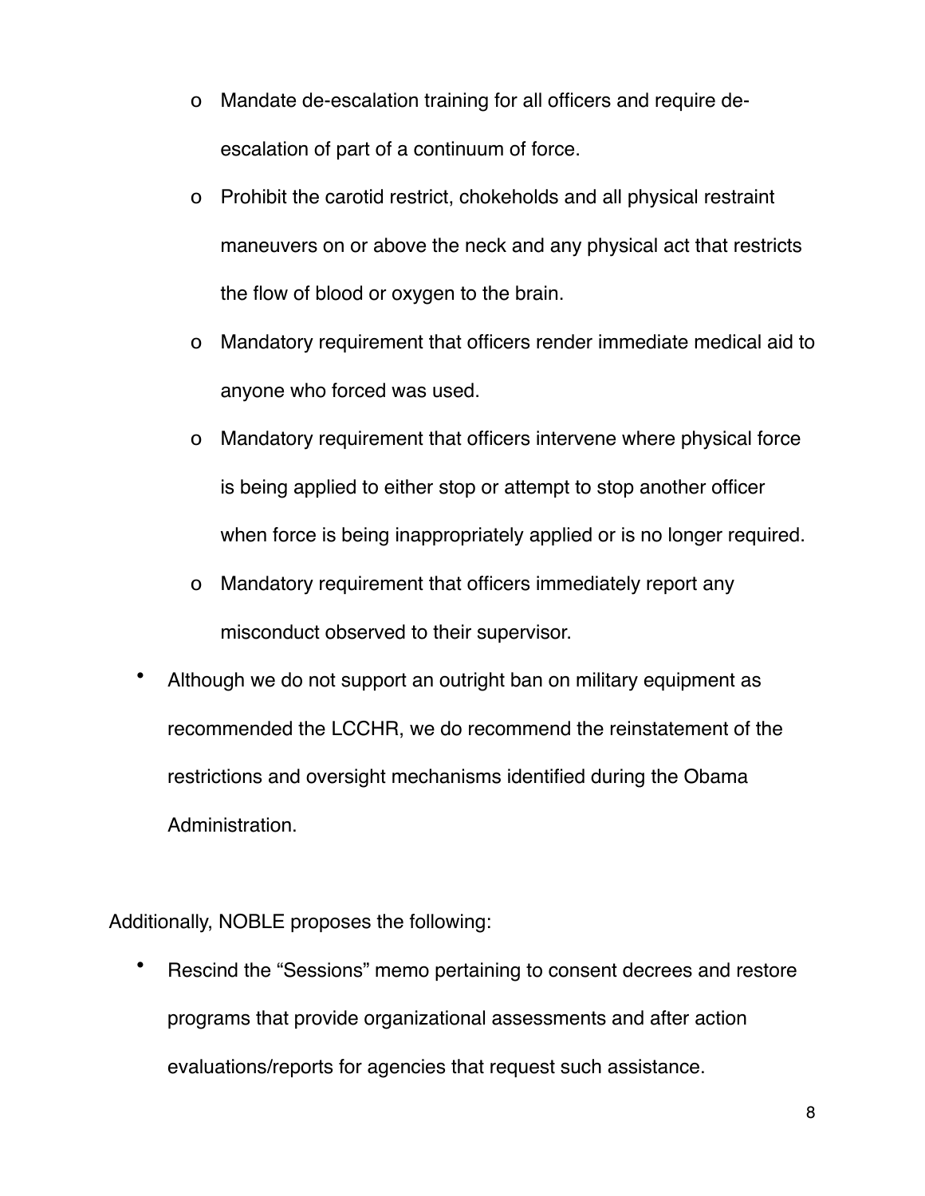- Mandate de-escalation training for all officers and require de-escalation of part of a continuum of force.
  - Prohibit the carotid restrict, chokeholds and all physical restraint maneuvers on or above the neck and any physical act that restricts the flow of blood or oxygen to the brain.
  - Mandatory requirement that officers render immediate medical aid to anyone who forced was used.
  - Mandatory requirement that officers intervene where physical force is being applied to either stop or attempt to stop another officer when force is being inappropriately applied or is no longer required.
  - Mandatory requirement that officers immediately report any misconduct observed to their supervisor.
- Although we do not support an outright ban on military equipment as recommended the LCCHR, we do recommend the reinstatement of the restrictions and oversight mechanisms identified during the Obama Administration.

Additionally, NOBLE proposes the following:

- Rescind the "Sessions" memo pertaining to consent decrees and restore programs that provide organizational assessments and after action evaluations/reports for agencies that request such assistance.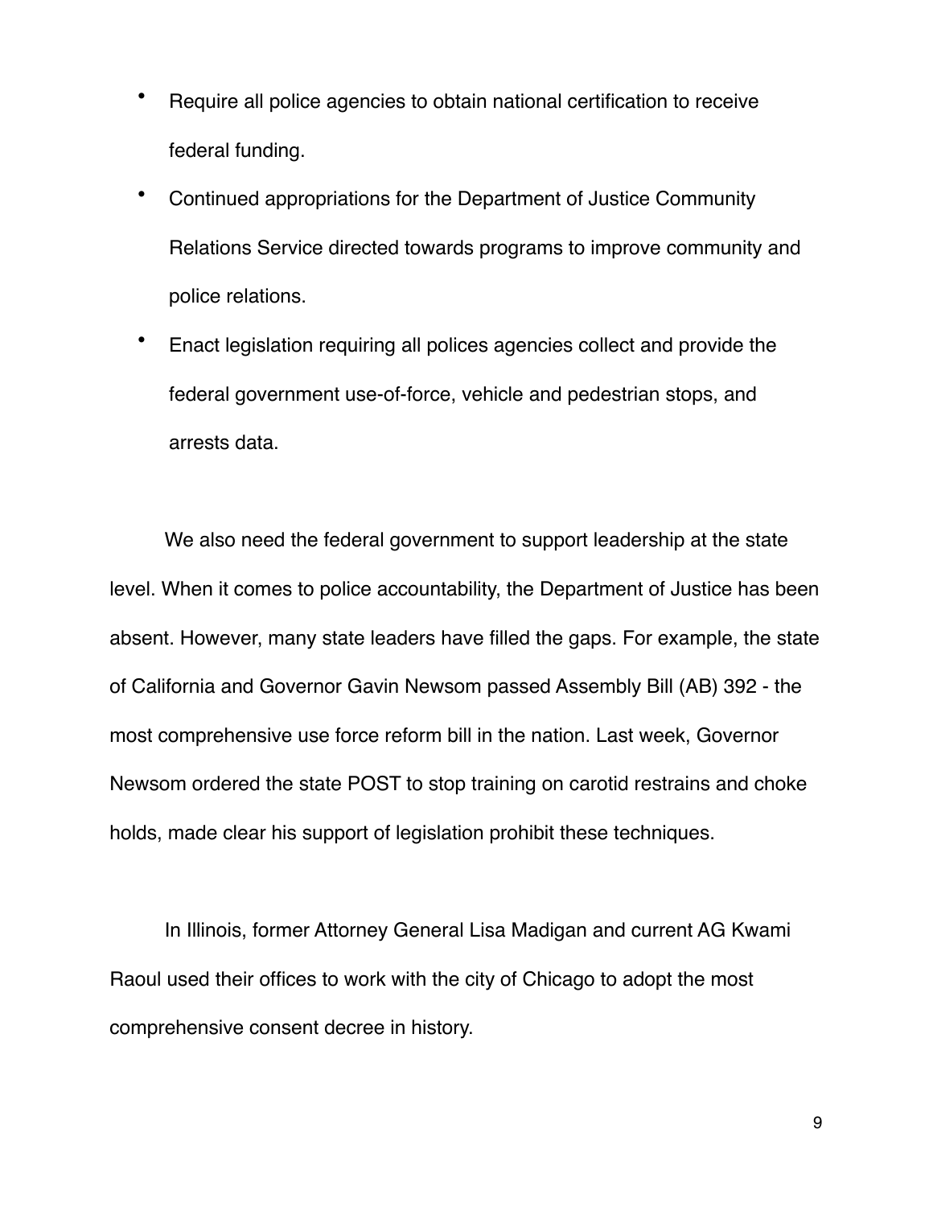- Require all police agencies to obtain national certification to receive federal funding.
- Continued appropriations for the Department of Justice Community Relations Service directed towards programs to improve community and police relations.
- Enact legislation requiring all polices agencies collect and provide the federal government use-of-force, vehicle and pedestrian stops, and arrests data.

We also need the federal government to support leadership at the state level. When it comes to police accountability, the Department of Justice has been absent. However, many state leaders have filled the gaps. For example, the state of California and Governor Gavin Newsom passed Assembly Bill (AB) 392 - the most comprehensive use force reform bill in the nation. Last week, Governor Newsom ordered the state POST to stop training on carotid restrains and choke holds, made clear his support of legislation prohibit these techniques.

In Illinois, former Attorney General Lisa Madigan and current AG Kwami Raoul used their offices to work with the city of Chicago to adopt the most comprehensive consent decree in history.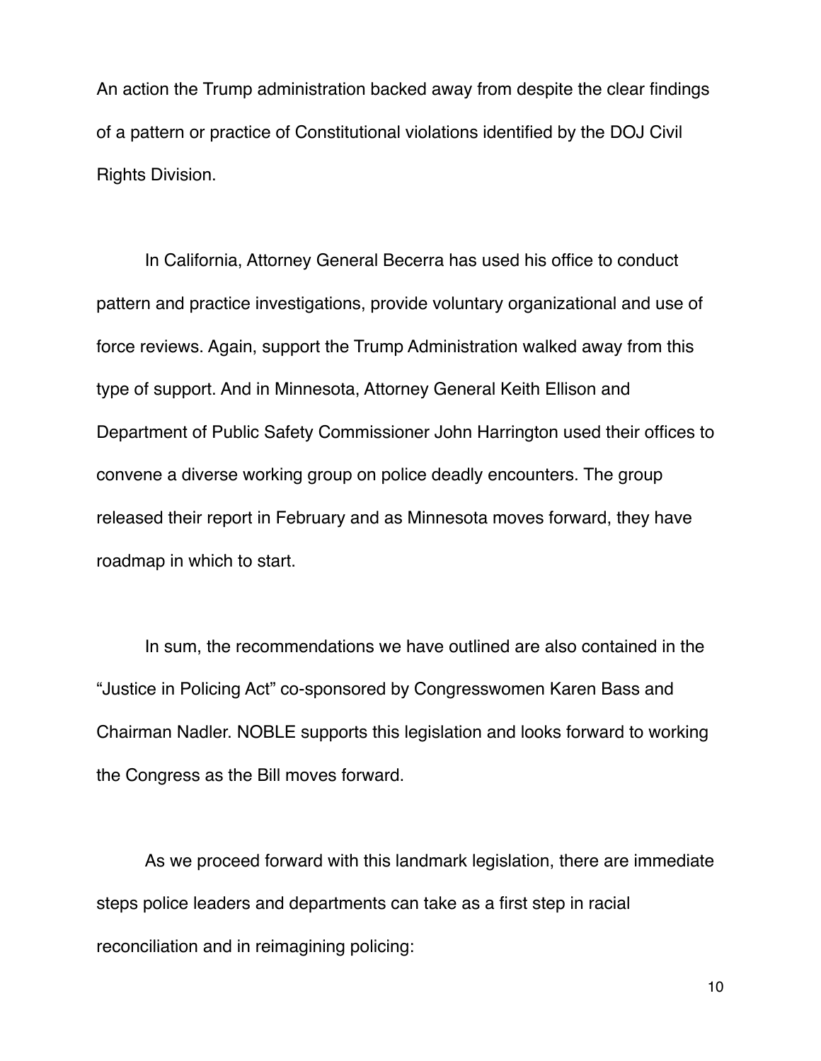An action the Trump administration backed away from despite the clear findings of a pattern or practice of Constitutional violations identified by the DOJ Civil Rights Division.

In California, Attorney General Becerra has used his office to conduct pattern and practice investigations, provide voluntary organizational and use of force reviews. Again, support the Trump Administration walked away from this type of support. And in Minnesota, Attorney General Keith Ellison and Department of Public Safety Commissioner John Harrington used their offices to convene a diverse working group on police deadly encounters. The group released their report in February and as Minnesota moves forward, they have roadmap in which to start.

In sum, the recommendations we have outlined are also contained in the "Justice in Policing Act" co-sponsored by Congresswomen Karen Bass and Chairman Nadler. NOBLE supports this legislation and looks forward to working the Congress as the Bill moves forward.

As we proceed forward with this landmark legislation, there are immediate steps police leaders and departments can take as a first step in racial reconciliation and in reimagining policing: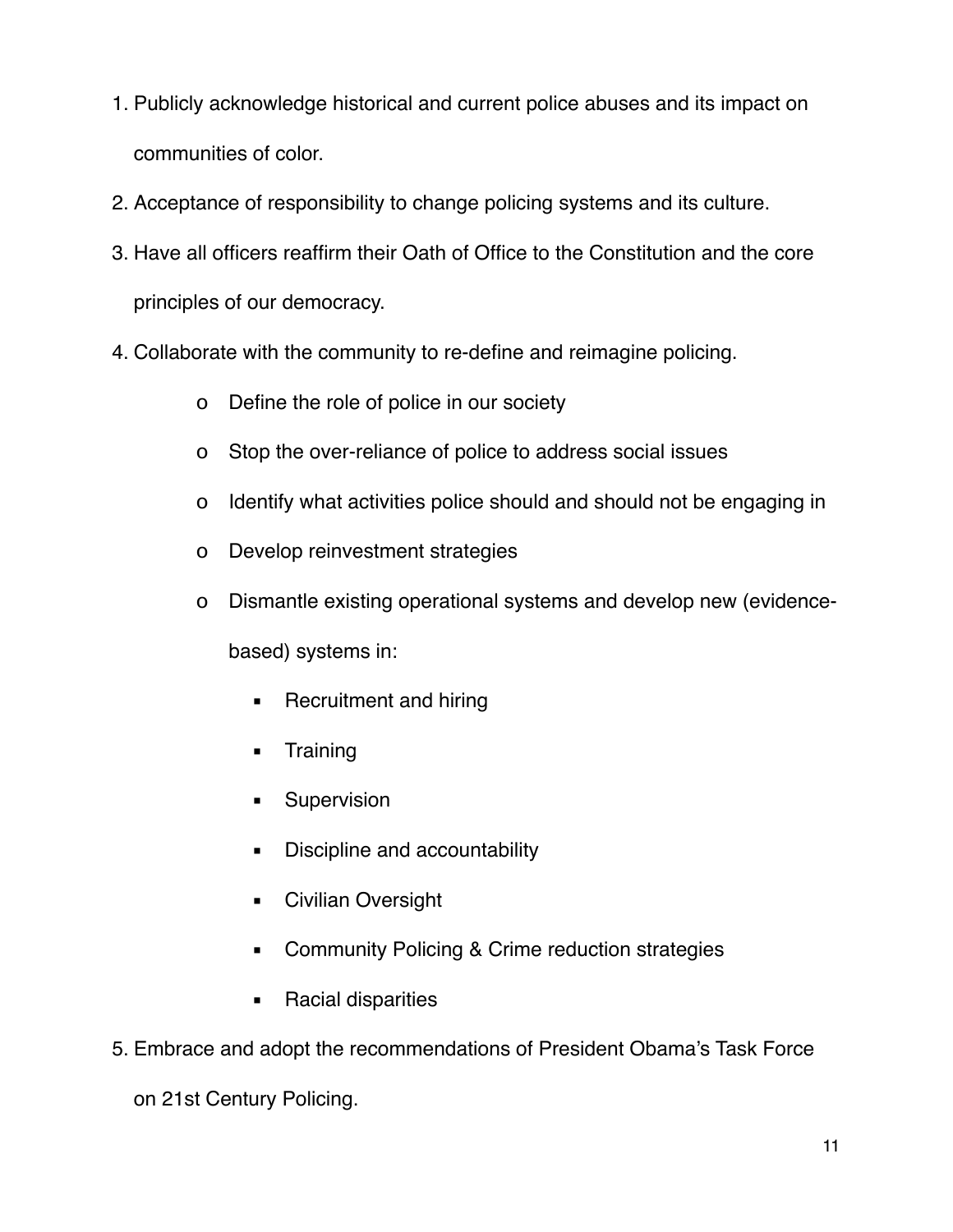1. Publicly acknowledge historical and current police abuses and its impact on communities of color.
2. Acceptance of responsibility to change policing systems and its culture.
3. Have all officers reaffirm their Oath of Office to the Constitution and the core principles of our democracy.
4. Collaborate with the community to re-define and reimagine policing.
   - Define the role of police in our society
   - Stop the over-reliance of police to address social issues
   - Identify what activities police should and should not be engaging in
   - Develop reinvestment strategies
   - Dismantle existing operational systems and develop new (evidence-based) systems in:
     - Recruitment and hiring
     - Training
     - Supervision
     - Discipline and accountability
     - Civilian Oversight
     - Community Policing & Crime reduction strategies
     - Racial disparities
5. Embrace and adopt the recommendations of President Obama's Task Force on 21st Century Policing.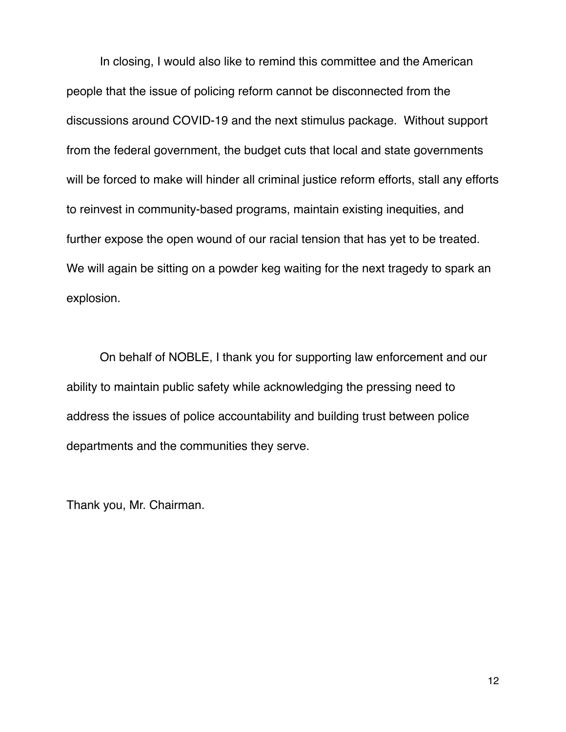In closing, I would also like to remind this committee and the American people that the issue of policing reform cannot be disconnected from the discussions around COVID-19 and the next stimulus package. Without support from the federal government, the budget cuts that local and state governments will be forced to make will hinder all criminal justice reform efforts, stall any efforts to reinvest in community-based programs, maintain existing inequities, and further expose the open wound of our racial tension that has yet to be treated. We will again be sitting on a powder keg waiting for the next tragedy to spark an explosion.

On behalf of NOBLE, I thank you for supporting law enforcement and our ability to maintain public safety while acknowledging the pressing need to address the issues of police accountability and building trust between police departments and the communities they serve.

Thank you, Mr. Chairman.